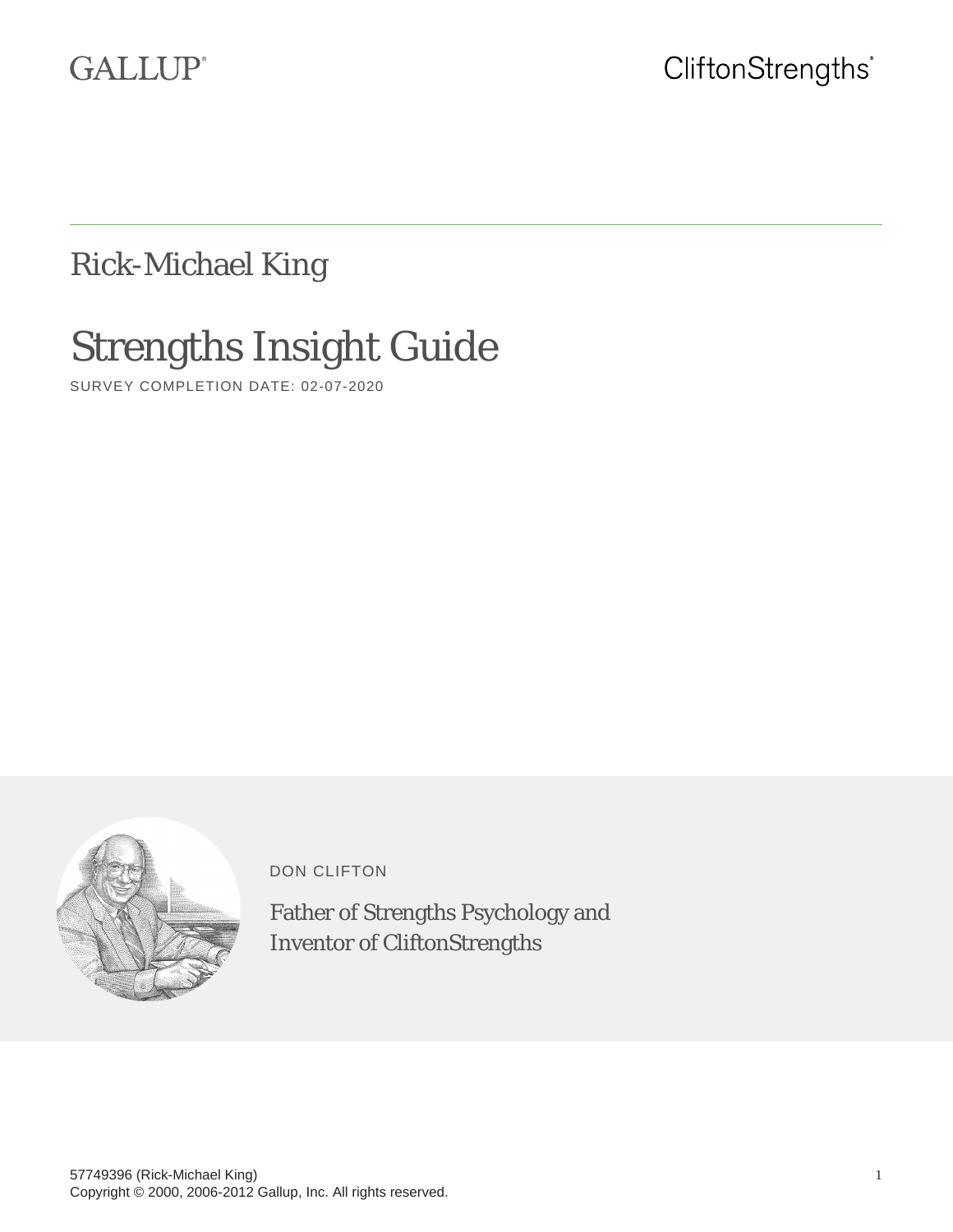GALLUP®

CliftonStrengths®

# Rick-Michael King

# Strengths Insight Guide

SURVEY COMPLETION DATE: 02-07-2020

DON CLIFTON

Father of Strengths Psychology and Inventor of CliftonStrengths

57749396 (Rick-Michael King)
Copyright © 2000, 2006-2012 Gallup, Inc. All rights reserved.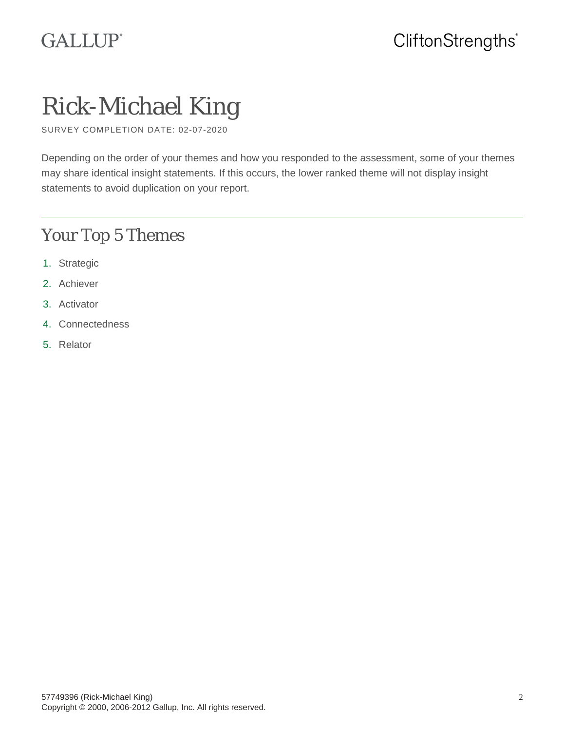# Rick-Michael King

SURVEY COMPLETION DATE: 02-07-2020

Depending on the order of your themes and how you responded to the assessment, some of your themes may share identical insight statements. If this occurs, the lower ranked theme will not display insight statements to avoid duplication on your report.

## Your Top 5 Themes

1. Strategic
2. Achiever
3. Activator
4. Connectedness
5. Relator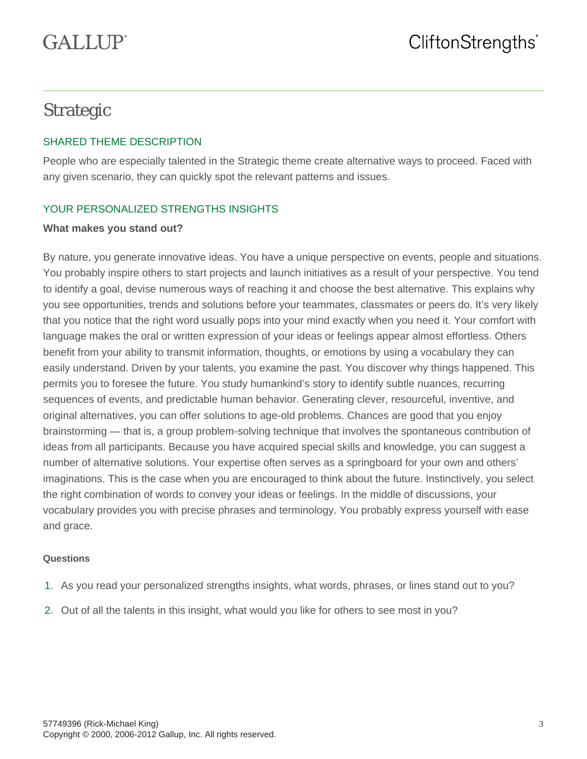# Strategic

## SHARED THEME DESCRIPTION

People who are especially talented in the Strategic theme create alternative ways to proceed. Faced with any given scenario, they can quickly spot the relevant patterns and issues.

## YOUR PERSONALIZED STRENGTHS INSIGHTS

**What makes you stand out?**

By nature, you generate innovative ideas. You have a unique perspective on events, people and situations. You probably inspire others to start projects and launch initiatives as a result of your perspective. You tend to identify a goal, devise numerous ways of reaching it and choose the best alternative. This explains why you see opportunities, trends and solutions before your teammates, classmates or peers do. It's very likely that you notice that the right word usually pops into your mind exactly when you need it. Your comfort with language makes the oral or written expression of your ideas or feelings appear almost effortless. Others benefit from your ability to transmit information, thoughts, or emotions by using a vocabulary they can easily understand. Driven by your talents, you examine the past. You discover why things happened. This permits you to foresee the future. You study humankind's story to identify subtle nuances, recurring sequences of events, and predictable human behavior. Generating clever, resourceful, inventive, and original alternatives, you can offer solutions to age-old problems. Chances are good that you enjoy brainstorming — that is, a group problem-solving technique that involves the spontaneous contribution of ideas from all participants. Because you have acquired special skills and knowledge, you can suggest a number of alternative solutions. Your expertise often serves as a springboard for your own and others' imaginations. This is the case when you are encouraged to think about the future. Instinctively, you select the right combination of words to convey your ideas or feelings. In the middle of discussions, your vocabulary provides you with precise phrases and terminology. You probably express yourself with ease and grace.

**Questions**

1. As you read your personalized strengths insights, what words, phrases, or lines stand out to you?
2. Out of all the talents in this insight, what would you like for others to see most in you?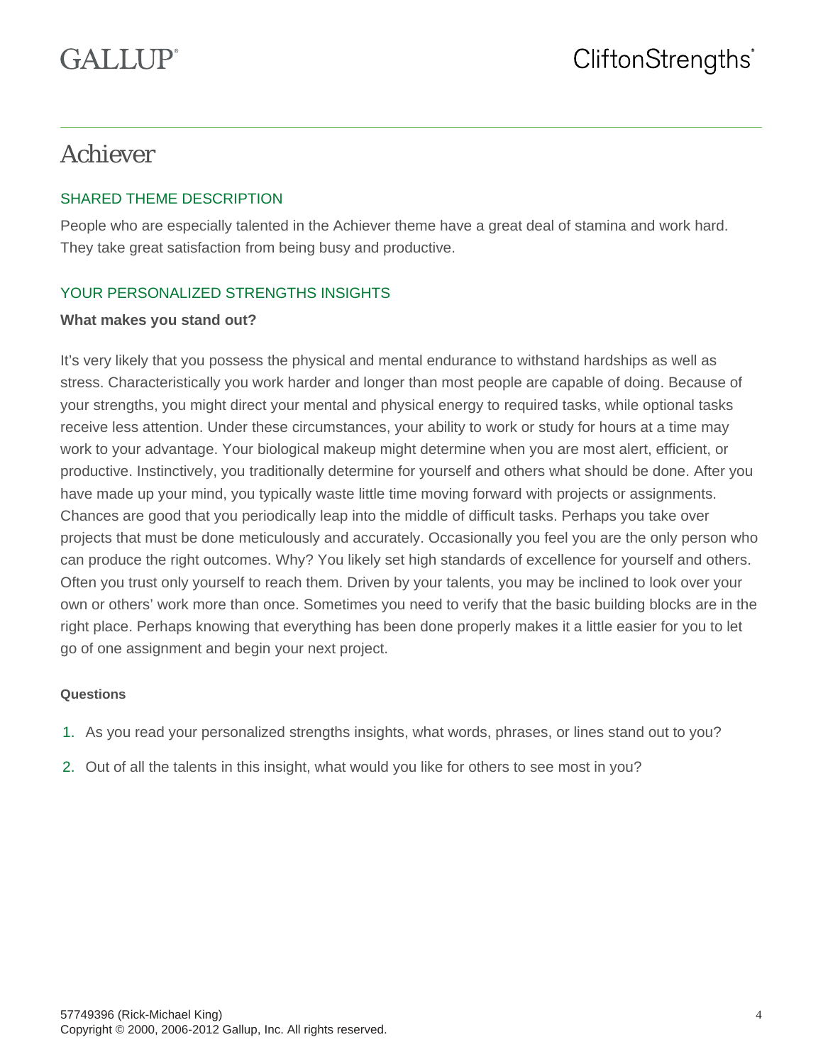# Achiever

## SHARED THEME DESCRIPTION

People who are especially talented in the Achiever theme have a great deal of stamina and work hard. They take great satisfaction from being busy and productive.

## YOUR PERSONALIZED STRENGTHS INSIGHTS

**What makes you stand out?**

It's very likely that you possess the physical and mental endurance to withstand hardships as well as stress. Characteristically you work harder and longer than most people are capable of doing. Because of your strengths, you might direct your mental and physical energy to required tasks, while optional tasks receive less attention. Under these circumstances, your ability to work or study for hours at a time may work to your advantage. Your biological makeup might determine when you are most alert, efficient, or productive. Instinctively, you traditionally determine for yourself and others what should be done. After you have made up your mind, you typically waste little time moving forward with projects or assignments. Chances are good that you periodically leap into the middle of difficult tasks. Perhaps you take over projects that must be done meticulously and accurately. Occasionally you feel you are the only person who can produce the right outcomes. Why? You likely set high standards of excellence for yourself and others. Often you trust only yourself to reach them. Driven by your talents, you may be inclined to look over your own or others' work more than once. Sometimes you need to verify that the basic building blocks are in the right place. Perhaps knowing that everything has been done properly makes it a little easier for you to let go of one assignment and begin your next project.

**Questions**

1. As you read your personalized strengths insights, what words, phrases, or lines stand out to you?
2. Out of all the talents in this insight, what would you like for others to see most in you?

57749396 (Rick-Michael King)
Copyright © 2000, 2006-2012 Gallup, Inc. All rights reserved.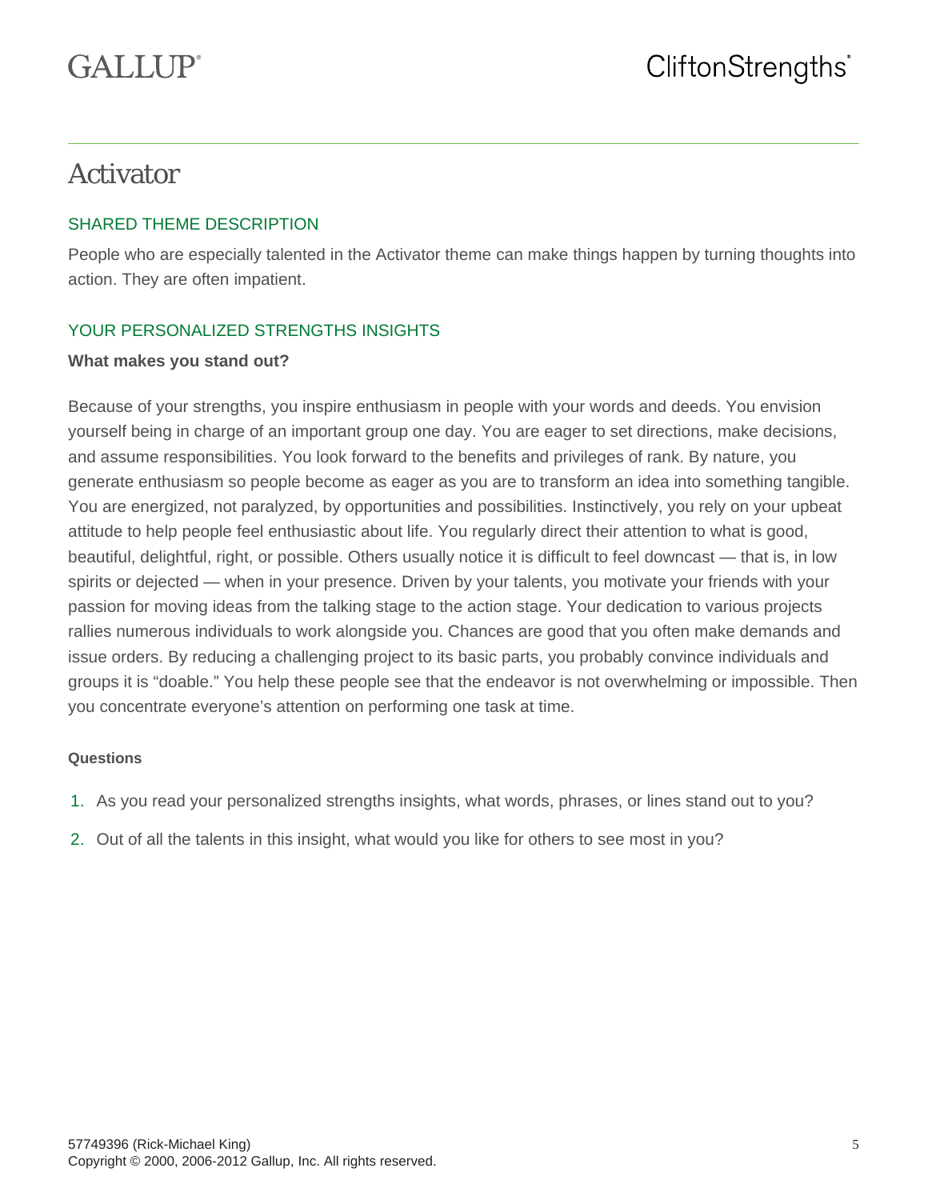# Activator

## SHARED THEME DESCRIPTION

People who are especially talented in the Activator theme can make things happen by turning thoughts into action. They are often impatient.

## YOUR PERSONALIZED STRENGTHS INSIGHTS

**What makes you stand out?**

Because of your strengths, you inspire enthusiasm in people with your words and deeds. You envision yourself being in charge of an important group one day. You are eager to set directions, make decisions, and assume responsibilities. You look forward to the benefits and privileges of rank. By nature, you generate enthusiasm so people become as eager as you are to transform an idea into something tangible. You are energized, not paralyzed, by opportunities and possibilities. Instinctively, you rely on your upbeat attitude to help people feel enthusiastic about life. You regularly direct their attention to what is good, beautiful, delightful, right, or possible. Others usually notice it is difficult to feel downcast — that is, in low spirits or dejected — when in your presence. Driven by your talents, you motivate your friends with your passion for moving ideas from the talking stage to the action stage. Your dedication to various projects rallies numerous individuals to work alongside you. Chances are good that you often make demands and issue orders. By reducing a challenging project to its basic parts, you probably convince individuals and groups it is "doable." You help these people see that the endeavor is not overwhelming or impossible. Then you concentrate everyone's attention on performing one task at time.

**Questions**

1. As you read your personalized strengths insights, what words, phrases, or lines stand out to you?
2. Out of all the talents in this insight, what would you like for others to see most in you?

57749396 (Rick-Michael King)
Copyright © 2000, 2006-2012 Gallup, Inc. All rights reserved.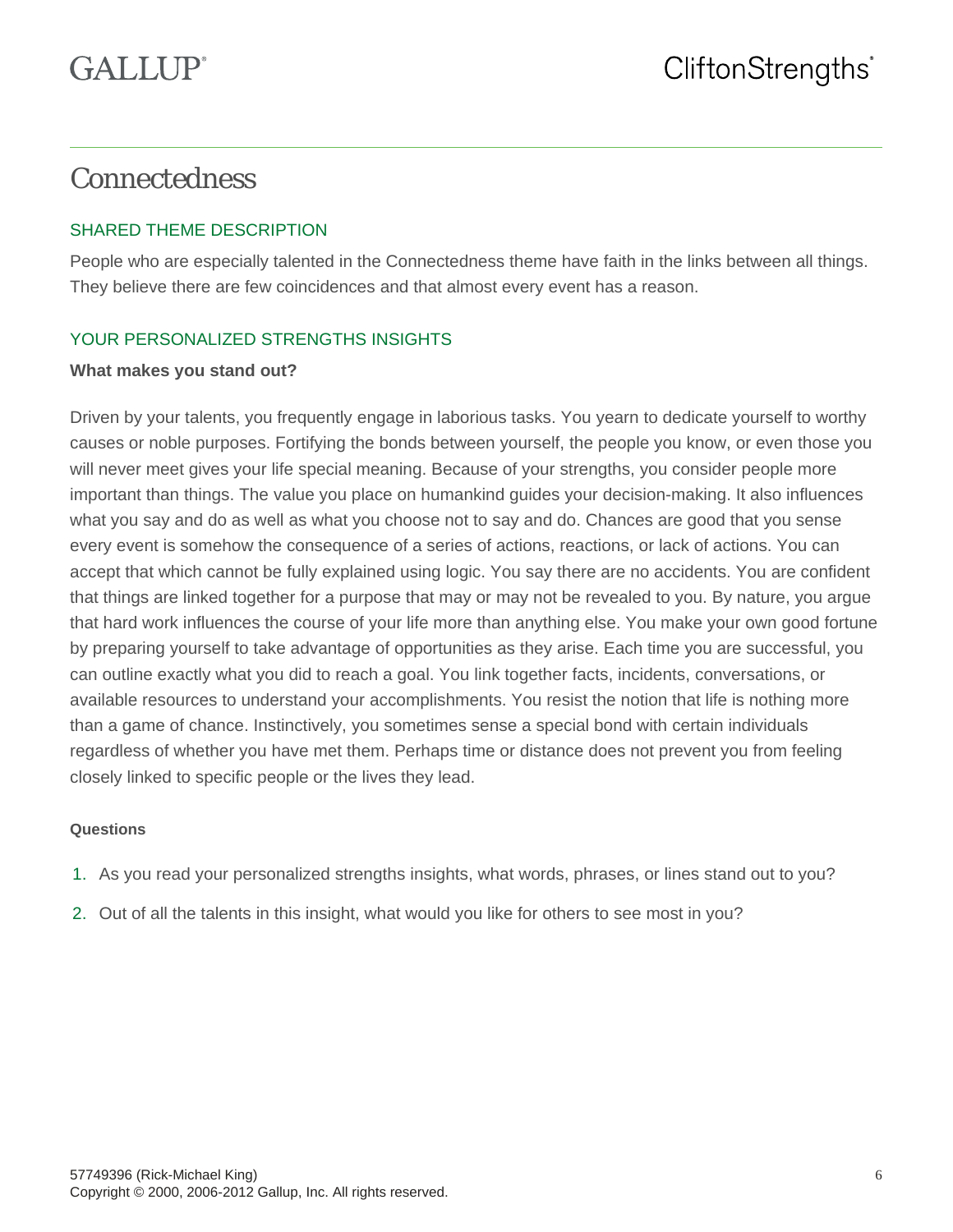# Connectedness

## SHARED THEME DESCRIPTION

People who are especially talented in the Connectedness theme have faith in the links between all things. They believe there are few coincidences and that almost every event has a reason.

## YOUR PERSONALIZED STRENGTHS INSIGHTS

**What makes you stand out?**

Driven by your talents, you frequently engage in laborious tasks. You yearn to dedicate yourself to worthy causes or noble purposes. Fortifying the bonds between yourself, the people you know, or even those you will never meet gives your life special meaning. Because of your strengths, you consider people more important than things. The value you place on humankind guides your decision-making. It also influences what you say and do as well as what you choose not to say and do. Chances are good that you sense every event is somehow the consequence of a series of actions, reactions, or lack of actions. You can accept that which cannot be fully explained using logic. You say there are no accidents. You are confident that things are linked together for a purpose that may or may not be revealed to you. By nature, you argue that hard work influences the course of your life more than anything else. You make your own good fortune by preparing yourself to take advantage of opportunities as they arise. Each time you are successful, you can outline exactly what you did to reach a goal. You link together facts, incidents, conversations, or available resources to understand your accomplishments. You resist the notion that life is nothing more than a game of chance. Instinctively, you sometimes sense a special bond with certain individuals regardless of whether you have met them. Perhaps time or distance does not prevent you from feeling closely linked to specific people or the lives they lead.

**Questions**

1. As you read your personalized strengths insights, what words, phrases, or lines stand out to you?
2. Out of all the talents in this insight, what would you like for others to see most in you?

57749396 (Rick-Michael King)
Copyright © 2000, 2006-2012 Gallup, Inc. All rights reserved.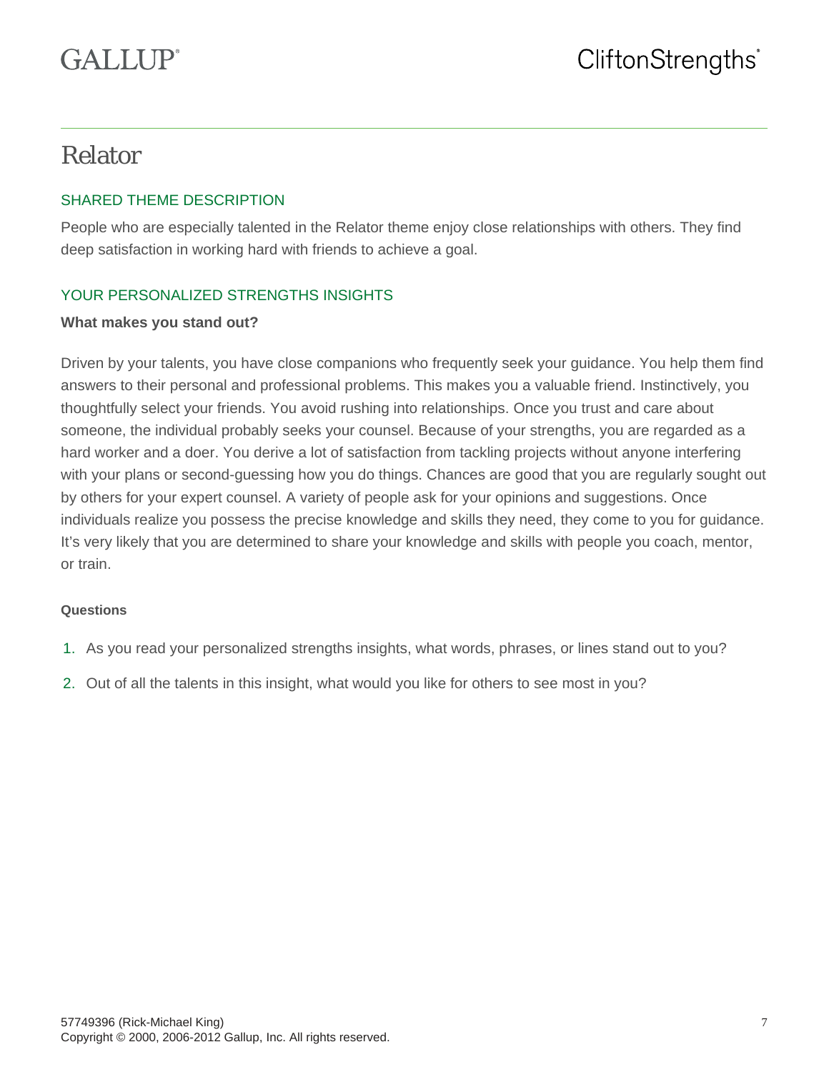# Relator

## SHARED THEME DESCRIPTION

People who are especially talented in the Relator theme enjoy close relationships with others. They find deep satisfaction in working hard with friends to achieve a goal.

## YOUR PERSONALIZED STRENGTHS INSIGHTS

**What makes you stand out?**

Driven by your talents, you have close companions who frequently seek your guidance. You help them find answers to their personal and professional problems. This makes you a valuable friend. Instinctively, you thoughtfully select your friends. You avoid rushing into relationships. Once you trust and care about someone, the individual probably seeks your counsel. Because of your strengths, you are regarded as a hard worker and a doer. You derive a lot of satisfaction from tackling projects without anyone interfering with your plans or second-guessing how you do things. Chances are good that you are regularly sought out by others for your expert counsel. A variety of people ask for your opinions and suggestions. Once individuals realize you possess the precise knowledge and skills they need, they come to you for guidance. It's very likely that you are determined to share your knowledge and skills with people you coach, mentor, or train.

**Questions**

1. As you read your personalized strengths insights, what words, phrases, or lines stand out to you?
2. Out of all the talents in this insight, what would you like for others to see most in you?

57749396 (Rick-Michael King)
Copyright © 2000, 2006-2012 Gallup, Inc. All rights reserved.